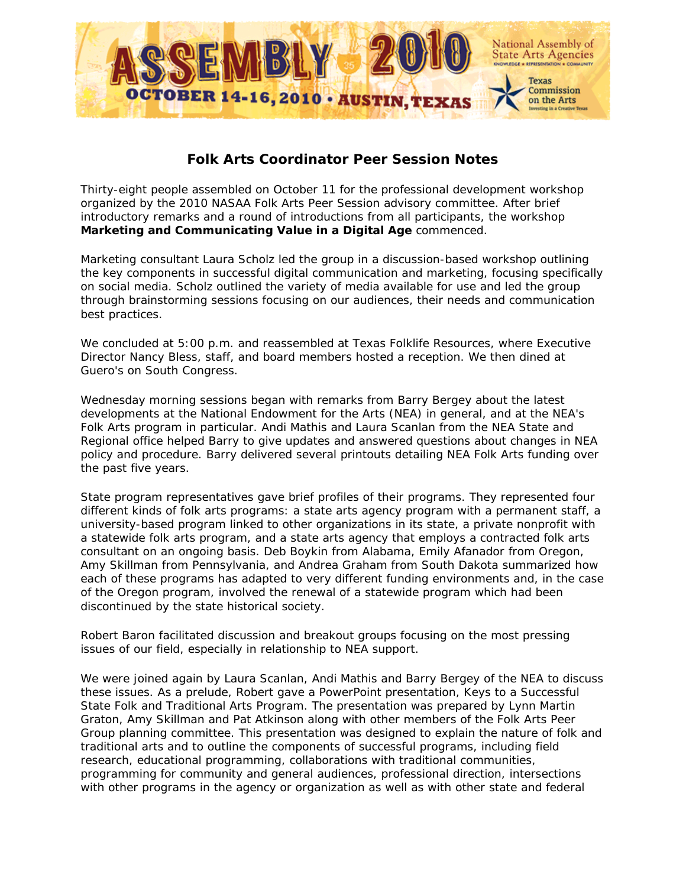# Folk Arts Coordinator Peer Session Notes

Thirty-eight people assembled on October 11 for the professional development workshop organized by the 2010 NASAA Folk Arts Peer Session advisory committee. After brief introductory remarks and a round of introductions from all participants, the workshop **Marketing and Communicating Value in a Digital Age** commenced.

Marketing consultant Laura Scholz led the group in a discussion-based workshop outlining the key components in successful digital communication and marketing, focusing specifically on social media. Scholz outlined the variety of media available for use and led the group through brainstorming sessions focusing on our audiences, their needs and communication best practices.

We concluded at 5:00 p.m. and reassembled at Texas Folklife Resources, where Executive Director Nancy Bless, staff, and board members hosted a reception. We then dined at Guero's on South Congress.

Wednesday morning sessions began with remarks from Barry Bergey about the latest developments at the National Endowment for the Arts (NEA) in general, and at the NEA's Folk Arts program in particular. Andi Mathis and Laura Scanlan from the NEA State and Regional office helped Barry to give updates and answered questions about changes in NEA policy and procedure. Barry delivered several printouts detailing NEA Folk Arts funding over the past five years.

State program representatives gave brief profiles of their programs. They represented four different kinds of folk arts programs: a state arts agency program with a permanent staff, a university-based program linked to other organizations in its state, a private nonprofit with a statewide folk arts program, and a state arts agency that employs a contracted folk arts consultant on an ongoing basis. Deb Boykin from Alabama, Emily Afanador from Oregon, Amy Skillman from Pennsylvania, and Andrea Graham from South Dakota summarized how each of these programs has adapted to very different funding environments and, in the case of the Oregon program, involved the renewal of a statewide program which had been discontinued by the state historical society.

Robert Baron facilitated discussion and breakout groups focusing on the most pressing issues of our field, especially in relationship to NEA support.

We were joined again by Laura Scanlan, Andi Mathis and Barry Bergey of the NEA to discuss these issues. As a prelude, Robert gave a PowerPoint presentation, Keys to a Successful State Folk and Traditional Arts Program. The presentation was prepared by Lynn Martin Graton, Amy Skillman and Pat Atkinson along with other members of the Folk Arts Peer Group planning committee. This presentation was designed to explain the nature of folk and traditional arts and to outline the components of successful programs, including field research, educational programming, collaborations with traditional communities, programming for community and general audiences, professional direction, intersections with other programs in the agency or organization as well as with other state and federal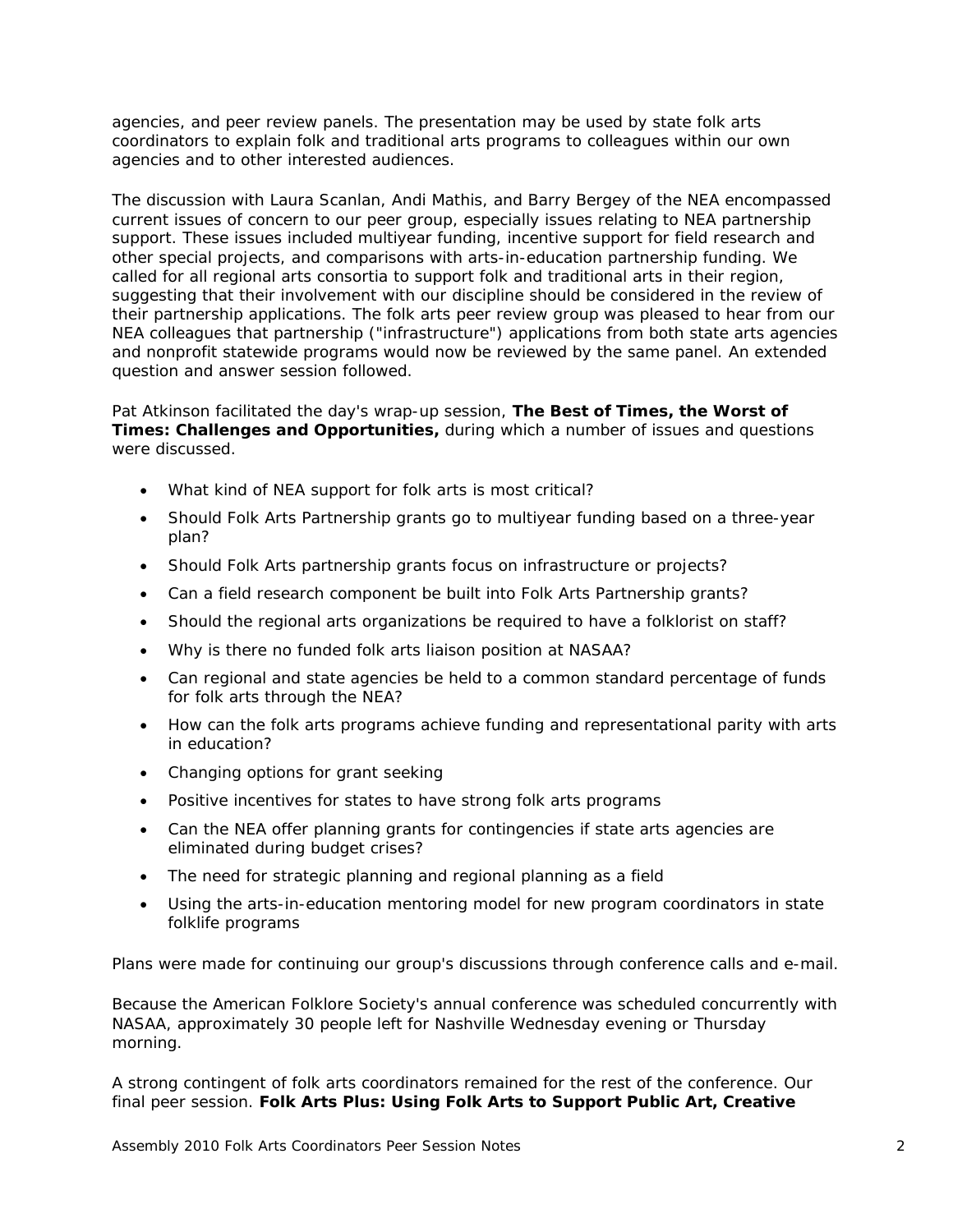agencies, and peer review panels. The presentation may be used by state folk arts coordinators to explain folk and traditional arts programs to colleagues within our own agencies and to other interested audiences.

The discussion with Laura Scanlan, Andi Mathis, and Barry Bergey of the NEA encompassed current issues of concern to our peer group, especially issues relating to NEA partnership support. These issues included multiyear funding, incentive support for field research and other special projects, and comparisons with arts-in-education partnership funding. We called for all regional arts consortia to support folk and traditional arts in their region, suggesting that their involvement with our discipline should be considered in the review of their partnership applications. The folk arts peer review group was pleased to hear from our NEA colleagues that partnership ("infrastructure") applications from both state arts agencies and nonprofit statewide programs would now be reviewed by the same panel. An extended question and answer session followed.

Pat Atkinson facilitated the day's wrap-up session, **The Best of Times, the Worst of Times: Challenges and Opportunities,** during which a number of issues and questions were discussed.

- What kind of NEA support for folk arts is most critical?
- Should Folk Arts Partnership grants go to multiyear funding based on a three-year plan?
- Should Folk Arts partnership grants focus on infrastructure or projects?
- Can a field research component be built into Folk Arts Partnership grants?
- Should the regional arts organizations be required to have a folklorist on staff?
- Why is there no funded folk arts liaison position at NASAA?
- Can regional and state agencies be held to a common standard percentage of funds for folk arts through the NEA?
- How can the folk arts programs achieve funding and representational parity with arts in education?
- Changing options for grant seeking
- Positive incentives for states to have strong folk arts programs
- Can the NEA offer planning grants for contingencies if state arts agencies are eliminated during budget crises?
- The need for strategic planning and regional planning as a field
- Using the arts-in-education mentoring model for new program coordinators in state folklife programs

Plans were made for continuing our group's discussions through conference calls and e-mail.

Because the American Folklore Society's annual conference was scheduled concurrently with NASAA, approximately 30 people left for Nashville Wednesday evening or Thursday morning.

A strong contingent of folk arts coordinators remained for the rest of the conference. Our final peer session. **Folk Arts Plus: Using Folk Arts to Support Public Art, Creative**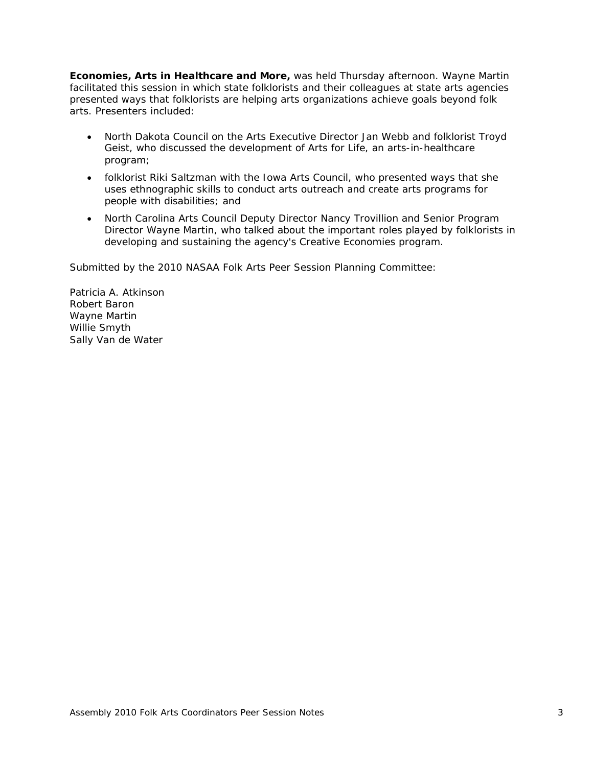**Economies, Arts in Healthcare and More,** was held Thursday afternoon. Wayne Martin facilitated this session in which state folklorists and their colleagues at state arts agencies presented ways that folklorists are helping arts organizations achieve goals beyond folk arts. Presenters included:

- North Dakota Council on the Arts Executive Director Jan Webb and folklorist Troyd Geist, who discussed the development of Arts for Life, an arts-in-healthcare program;
- folklorist Riki Saltzman with the Iowa Arts Council, who presented ways that she uses ethnographic skills to conduct arts outreach and create arts programs for people with disabilities; and
- North Carolina Arts Council Deputy Director Nancy Trovillion and Senior Program Director Wayne Martin, who talked about the important roles played by folklorists in developing and sustaining the agency's Creative Economies program.

Submitted by the 2010 NASAA Folk Arts Peer Session Planning Committee:

Patricia A. Atkinson
Robert Baron
Wayne Martin
Willie Smyth
Sally Van de Water